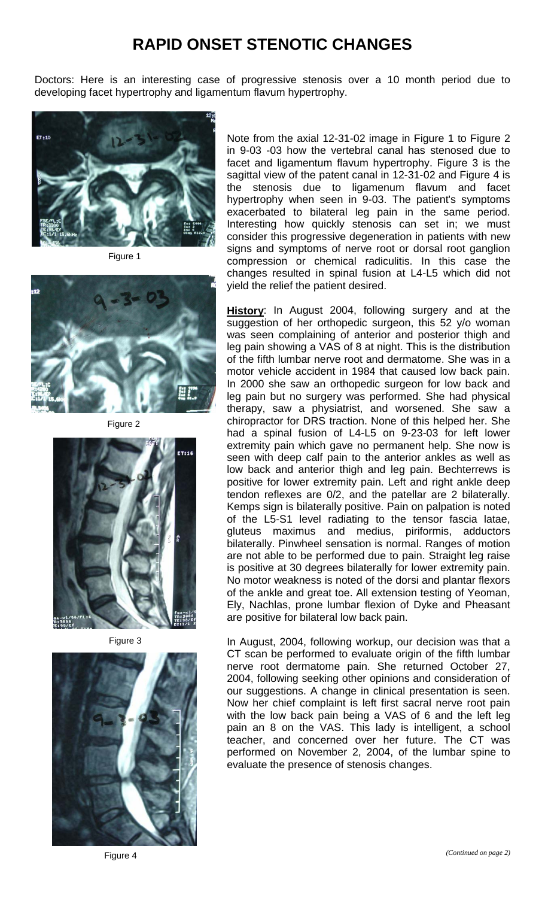# RAPID ONSET STENOTIC CHANGES

Doctors: Here is an interesting case of progressive stenosis over a 10 month period due to developing facet hypertrophy and ligamentum flavum hypertrophy.

Figure 1

Figure 2

Figure 3

Figure 4

Note from the axial 12-31-02 image in Figure 1 to Figure 2 in 9-03 -03 how the vertebral canal has stenosed due to facet and ligamentum flavum hypertrophy. Figure 3 is the sagittal view of the patent canal in 12-31-02 and Figure 4 is the stenosis due to ligamenum flavum and facet hypertrophy when seen in 9-03. The patient's symptoms exacerbated to bilateral leg pain in the same period. Interesting how quickly stenosis can set in; we must consider this progressive degeneration in patients with new signs and symptoms of nerve root or dorsal root ganglion compression or chemical radiculitis. In this case the changes resulted in spinal fusion at L4-L5 which did not yield the relief the patient desired.

**History**: In August 2004, following surgery and at the suggestion of her orthopedic surgeon, this 52 y/o woman was seen complaining of anterior and posterior thigh and leg pain showing a VAS of 8 at night. This is the distribution of the fifth lumbar nerve root and dermatome. She was in a motor vehicle accident in 1984 that caused low back pain. In 2000 she saw an orthopedic surgeon for low back and leg pain but no surgery was performed. She had physical therapy, saw a physiatrist, and worsened. She saw a chiropractor for DRS traction. None of this helped her. She had a spinal fusion of L4-L5 on 9-23-03 for left lower extremity pain which gave no permanent help. She now is seen with deep calf pain to the anterior ankles as well as low back and anterior thigh and leg pain. Bechterrews is positive for lower extremity pain. Left and right ankle deep tendon reflexes are 0/2, and the patellar are 2 bilaterally. Kemps sign is bilaterally positive. Pain on palpation is noted of the L5-S1 level radiating to the tensor fascia latae, gluteus maximus and medius, piriformis, adductors bilaterally. Pinwheel sensation is normal. Ranges of motion are not able to be performed due to pain. Straight leg raise is positive at 30 degrees bilaterally for lower extremity pain. No motor weakness is noted of the dorsi and plantar flexors of the ankle and great toe. All extension testing of Yeoman, Ely, Nachlas, prone lumbar flexion of Dyke and Pheasant are positive for bilateral low back pain.

In August, 2004, following workup, our decision was that a CT scan be performed to evaluate origin of the fifth lumbar nerve root dermatome pain. She returned October 27, 2004, following seeking other opinions and consideration of our suggestions. A change in clinical presentation is seen. Now her chief complaint is left first sacral nerve root pain with the low back pain being a VAS of 6 and the left leg pain an 8 on the VAS. This lady is intelligent, a school teacher, and concerned over her future. The CT was performed on November 2, 2004, of the lumbar spine to evaluate the presence of stenosis changes.

*(Continued on page 2)*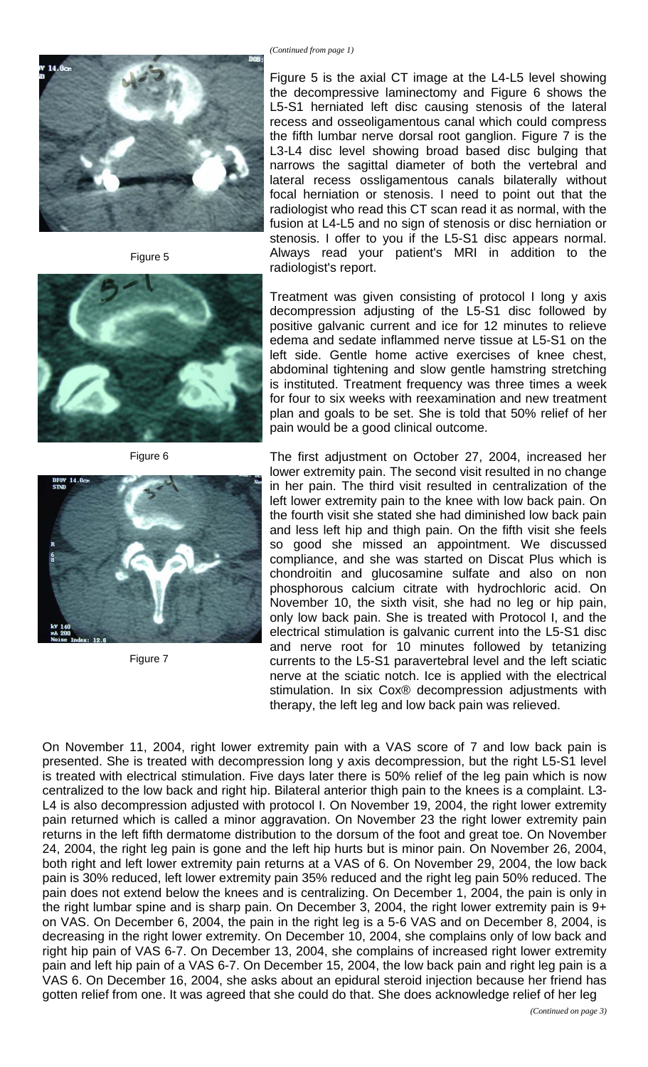*(Continued from page 1)*

Figure 5

Figure 6

Figure 7

Figure 5 is the axial CT image at the L4-L5 level showing the decompressive laminectomy and Figure 6 shows the L5-S1 herniated left disc causing stenosis of the lateral recess and osseoligamentous canal which could compress the fifth lumbar nerve dorsal root ganglion. Figure 7 is the L3-L4 disc level showing broad based disc bulging that narrows the sagittal diameter of both the vertebral and lateral recess ossligamentous canals bilaterally without focal herniation or stenosis. I need to point out that the radiologist who read this CT scan read it as normal, with the fusion at L4-L5 and no sign of stenosis or disc herniation or stenosis. I offer to you if the L5-S1 disc appears normal. Always read your patient's MRI in addition to the radiologist's report.

Treatment was given consisting of protocol I long y axis decompression adjusting of the L5-S1 disc followed by positive galvanic current and ice for 12 minutes to relieve edema and sedate inflammed nerve tissue at L5-S1 on the left side. Gentle home active exercises of knee chest, abdominal tightening and slow gentle hamstring stretching is instituted. Treatment frequency was three times a week for four to six weeks with reexamination and new treatment plan and goals to be set. She is told that 50% relief of her pain would be a good clinical outcome.

The first adjustment on October 27, 2004, increased her lower extremity pain. The second visit resulted in no change in her pain. The third visit resulted in centralization of the left lower extremity pain to the knee with low back pain. On the fourth visit she stated she had diminished low back pain and less left hip and thigh pain. On the fifth visit she feels so good she missed an appointment. We discussed compliance, and she was started on Discat Plus which is chondroitin and glucosamine sulfate and also on non phosphorous calcium citrate with hydrochloric acid. On November 10, the sixth visit, she had no leg or hip pain, only low back pain. She is treated with Protocol I, and the electrical stimulation is galvanic current into the L5-S1 disc and nerve root for 10 minutes followed by tetanizing currents to the L5-S1 paravertebral level and the left sciatic nerve at the sciatic notch. Ice is applied with the electrical stimulation. In six Cox® decompression adjustments with therapy, the left leg and low back pain was relieved.

On November 11, 2004, right lower extremity pain with a VAS score of 7 and low back pain is presented. She is treated with decompression long y axis decompression, but the right L5-S1 level is treated with electrical stimulation. Five days later there is 50% relief of the leg pain which is now centralized to the low back and right hip. Bilateral anterior thigh pain to the knees is a complaint. L3-L4 is also decompression adjusted with protocol I. On November 19, 2004, the right lower extremity pain returned which is called a minor aggravation. On November 23 the right lower extremity pain returns in the left fifth dermatome distribution to the dorsum of the foot and great toe. On November 24, 2004, the right leg pain is gone and the left hip hurts but is minor pain. On November 26, 2004, both right and left lower extremity pain returns at a VAS of 6. On November 29, 2004, the low back pain is 30% reduced, left lower extremity pain 35% reduced and the right leg pain 50% reduced. The pain does not extend below the knees and is centralizing. On December 1, 2004, the pain is only in the right lumbar spine and is sharp pain. On December 3, 2004, the right lower extremity pain is 9+ on VAS. On December 6, 2004, the pain in the right leg is a 5-6 VAS and on December 8, 2004, is decreasing in the right lower extremity. On December 10, 2004, she complains only of low back and right hip pain of VAS 6-7. On December 13, 2004, she complains of increased right lower extremity pain and left hip pain of a VAS 6-7. On December 15, 2004, the low back pain and right leg pain is a VAS 6. On December 16, 2004, she asks about an epidural steroid injection because her friend has gotten relief from one. It was agreed that she could do that. She does acknowledge relief of her leg

*(Continued on page 3)*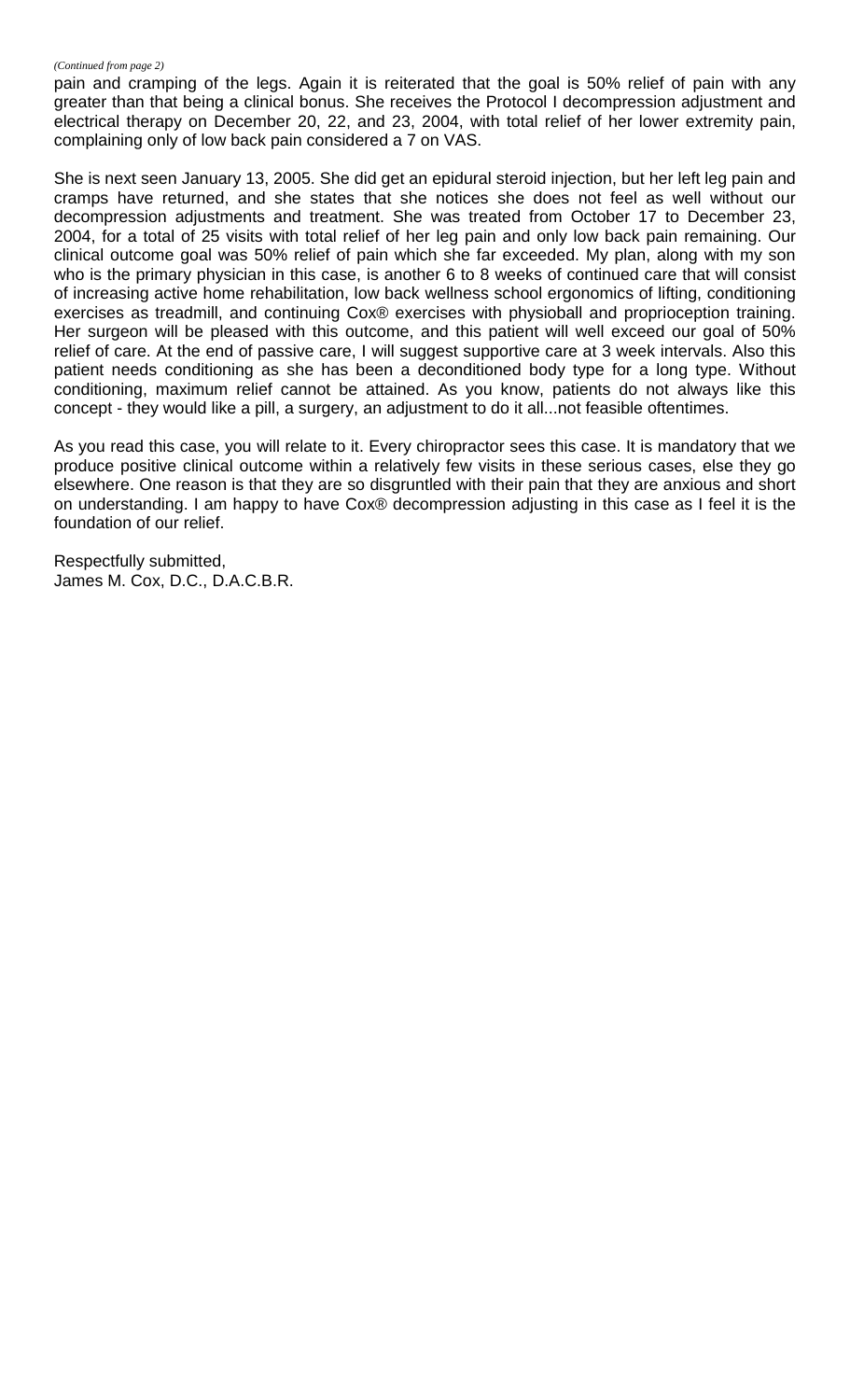*(Continued from page 2)*

pain and cramping of the legs. Again it is reiterated that the goal is 50% relief of pain with any greater than that being a clinical bonus. She receives the Protocol I decompression adjustment and electrical therapy on December 20, 22, and 23, 2004, with total relief of her lower extremity pain, complaining only of low back pain considered a 7 on VAS.

She is next seen January 13, 2005. She did get an epidural steroid injection, but her left leg pain and cramps have returned, and she states that she notices she does not feel as well without our decompression adjustments and treatment. She was treated from October 17 to December 23, 2004, for a total of 25 visits with total relief of her leg pain and only low back pain remaining. Our clinical outcome goal was 50% relief of pain which she far exceeded. My plan, along with my son who is the primary physician in this case, is another 6 to 8 weeks of continued care that will consist of increasing active home rehabilitation, low back wellness school ergonomics of lifting, conditioning exercises as treadmill, and continuing Cox® exercises with physioball and proprioception training. Her surgeon will be pleased with this outcome, and this patient will well exceed our goal of 50% relief of care. At the end of passive care, I will suggest supportive care at 3 week intervals. Also this patient needs conditioning as she has been a deconditioned body type for a long type. Without conditioning, maximum relief cannot be attained. As you know, patients do not always like this concept - they would like a pill, a surgery, an adjustment to do it all...not feasible oftentimes.

As you read this case, you will relate to it. Every chiropractor sees this case. It is mandatory that we produce positive clinical outcome within a relatively few visits in these serious cases, else they go elsewhere. One reason is that they are so disgruntled with their pain that they are anxious and short on understanding. I am happy to have Cox® decompression adjusting in this case as I feel it is the foundation of our relief.

Respectfully submitted,
James M. Cox, D.C., D.A.C.B.R.